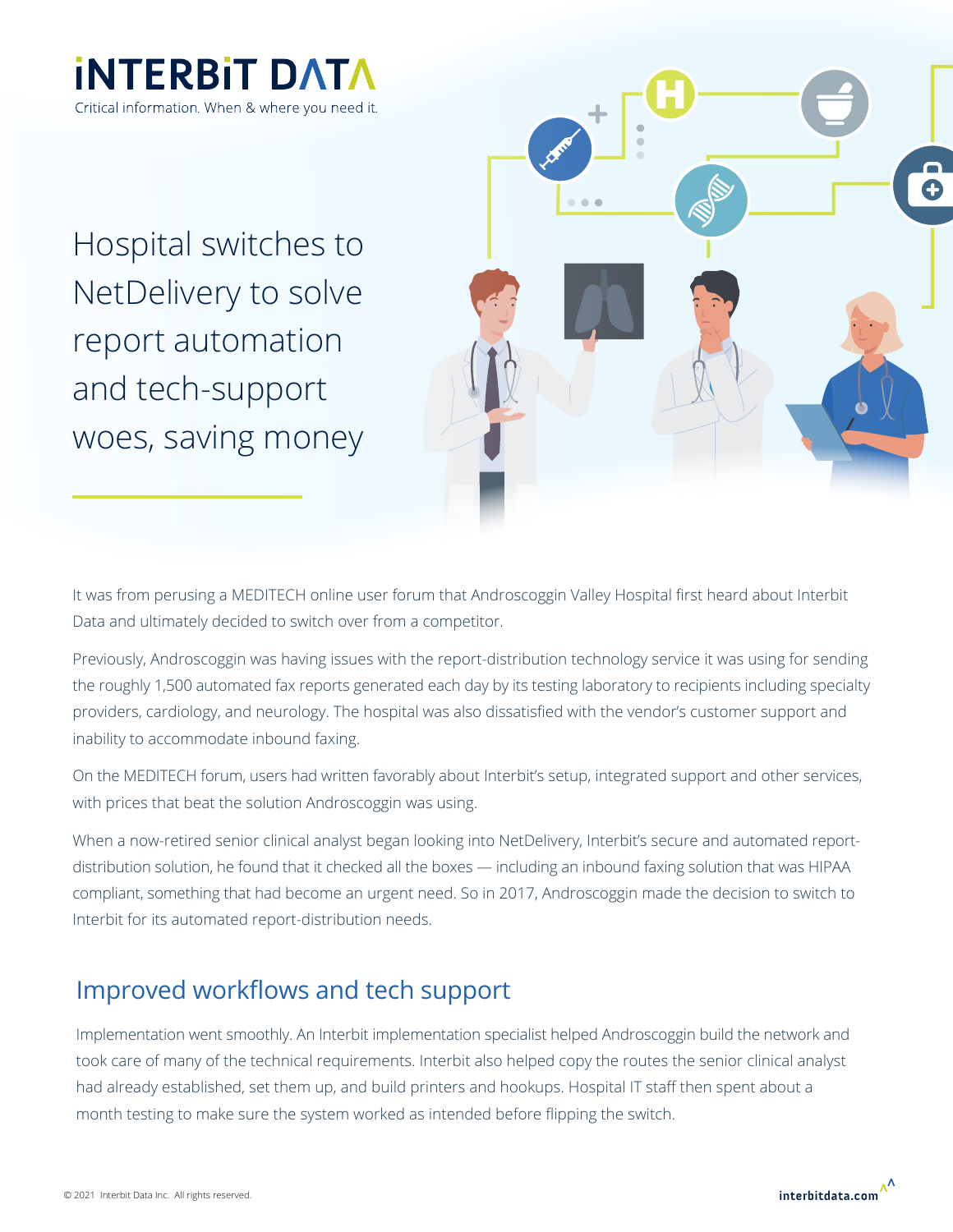iNTERBiT DATA

Critical information. When & where you need it.

# Hospital switches to NetDelivery to solve report automation and tech-support woes, saving money

It was from perusing a MEDITECH online user forum that Androscoggin Valley Hospital first heard about Interbit Data and ultimately decided to switch over from a competitor.

Previously, Androscoggin was having issues with the report-distribution technology service it was using for sending the roughly 1,500 automated fax reports generated each day by its testing laboratory to recipients including specialty providers, cardiology, and neurology. The hospital was also dissatisfied with the vendor's customer support and inability to accommodate inbound faxing.

On the MEDITECH forum, users had written favorably about Interbit's setup, integrated support and other services, with prices that beat the solution Androscoggin was using.

When a now-retired senior clinical analyst began looking into NetDelivery, Interbit's secure and automated report-distribution solution, he found that it checked all the boxes — including an inbound faxing solution that was HIPAA compliant, something that had become an urgent need. So in 2017, Androscoggin made the decision to switch to Interbit for its automated report-distribution needs.

## Improved workflows and tech support

Implementation went smoothly. An Interbit implementation specialist helped Androscoggin build the network and took care of many of the technical requirements. Interbit also helped copy the routes the senior clinical analyst had already established, set them up, and build printers and hookups. Hospital IT staff then spent about a month testing to make sure the system worked as intended before flipping the switch.

© 2021 Interbit Data Inc. All rights reserved.

interbitdata.com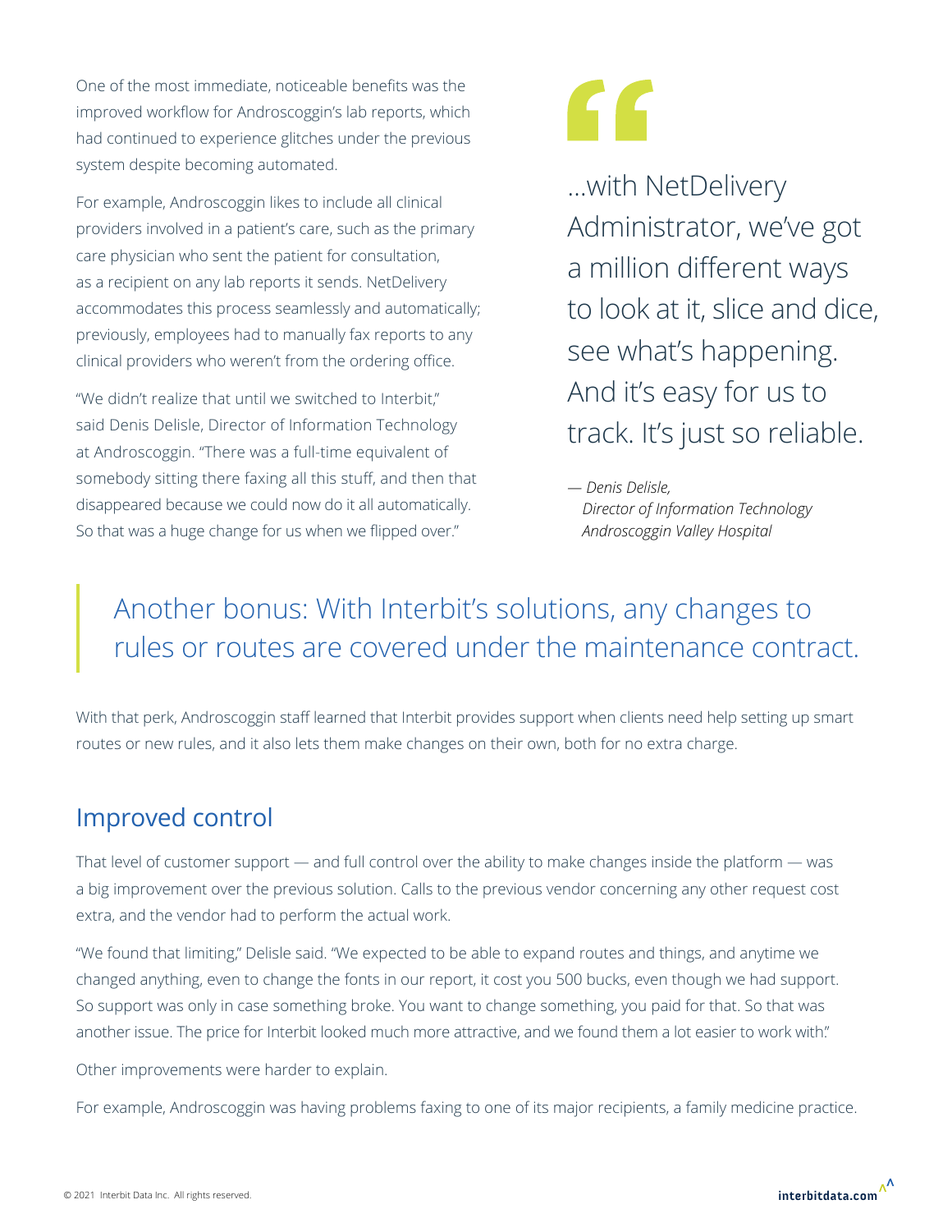One of the most immediate, noticeable benefits was the improved workflow for Androscoggin's lab reports, which had continued to experience glitches under the previous system despite becoming automated.

For example, Androscoggin likes to include all clinical providers involved in a patient's care, such as the primary care physician who sent the patient for consultation, as a recipient on any lab reports it sends. NetDelivery accommodates this process seamlessly and automatically; previously, employees had to manually fax reports to any clinical providers who weren't from the ordering office.

"We didn't realize that until we switched to Interbit," said Denis Delisle, Director of Information Technology at Androscoggin. "There was a full-time equivalent of somebody sitting there faxing all this stuff, and then that disappeared because we could now do it all automatically. So that was a huge change for us when we flipped over."

> …with NetDelivery Administrator, we've got a million different ways to look at it, slice and dice, see what's happening. And it's easy for us to track. It's just so reliable.
>
> *— Denis Delisle,*
> *Director of Information Technology*
> *Androscoggin Valley Hospital*

> Another bonus: With Interbit's solutions, any changes to rules or routes are covered under the maintenance contract.

With that perk, Androscoggin staff learned that Interbit provides support when clients need help setting up smart routes or new rules, and it also lets them make changes on their own, both for no extra charge.

## Improved control

That level of customer support — and full control over the ability to make changes inside the platform — was a big improvement over the previous solution. Calls to the previous vendor concerning any other request cost extra, and the vendor had to perform the actual work.

"We found that limiting," Delisle said. "We expected to be able to expand routes and things, and anytime we changed anything, even to change the fonts in our report, it cost you 500 bucks, even though we had support. So support was only in case something broke. You want to change something, you paid for that. So that was another issue. The price for Interbit looked much more attractive, and we found them a lot easier to work with."

Other improvements were harder to explain.

For example, Androscoggin was having problems faxing to one of its major recipients, a family medicine practice.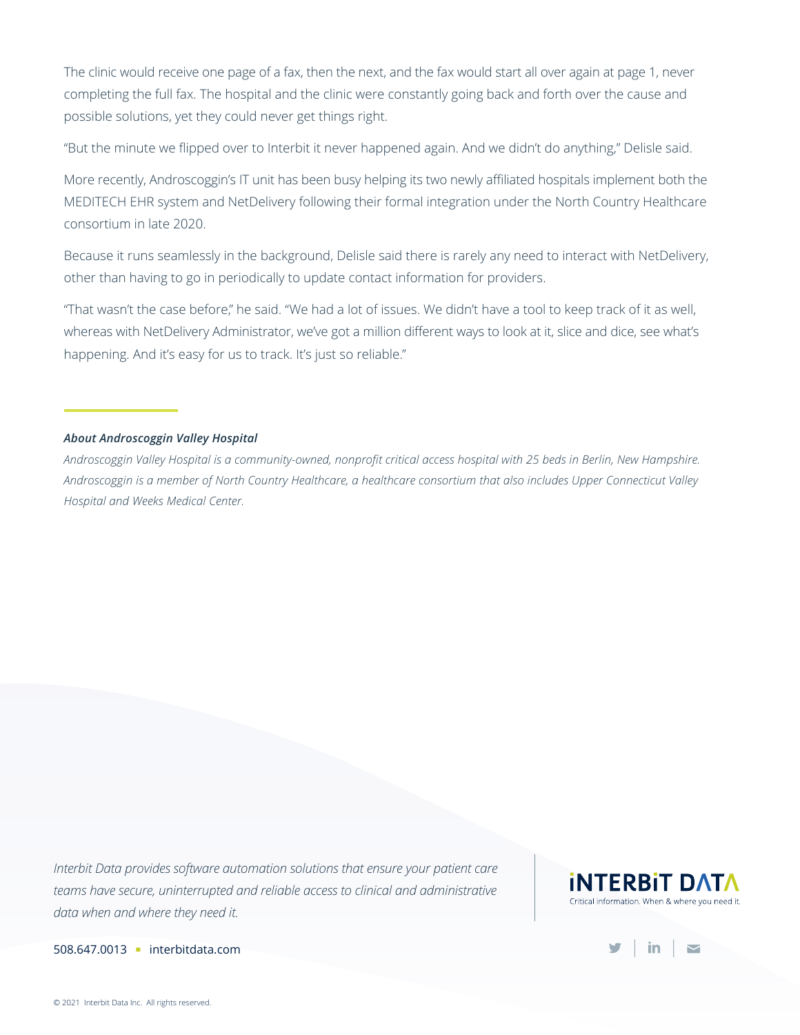The clinic would receive one page of a fax, then the next, and the fax would start all over again at page 1, never completing the full fax. The hospital and the clinic were constantly going back and forth over the cause and possible solutions, yet they could never get things right.

"But the minute we flipped over to Interbit it never happened again. And we didn't do anything," Delisle said.

More recently, Androscoggin's IT unit has been busy helping its two newly affiliated hospitals implement both the MEDITECH EHR system and NetDelivery following their formal integration under the North Country Healthcare consortium in late 2020.

Because it runs seamlessly in the background, Delisle said there is rarely any need to interact with NetDelivery, other than having to go in periodically to update contact information for providers.

"That wasn't the case before," he said. "We had a lot of issues. We didn't have a tool to keep track of it as well, whereas with NetDelivery Administrator, we've got a million different ways to look at it, slice and dice, see what's happening. And it's easy for us to track. It's just so reliable."

***About Androscoggin Valley Hospital***

*Androscoggin Valley Hospital is a community-owned, nonprofit critical access hospital with 25 beds in Berlin, New Hampshire. Androscoggin is a member of North Country Healthcare, a healthcare consortium that also includes Upper Connecticut Valley Hospital and Weeks Medical Center.*

*Interbit Data provides software automation solutions that ensure your patient care teams have secure, uninterrupted and reliable access to clinical and administrative data when and where they need it.*

INTERBIT DATA
Critical information. When & where you need it.

508.647.0013 ▪ interbitdata.com

© 2021 Interbit Data Inc. All rights reserved.